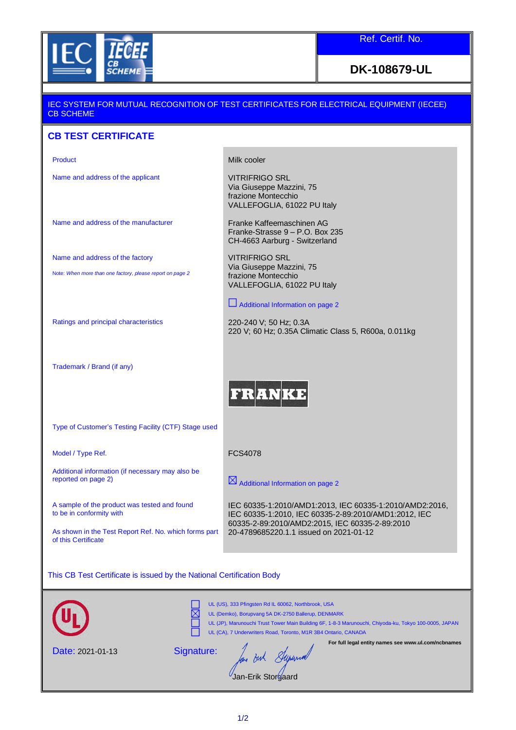Ref. Certif. No.

**DK-108679-UL**

IEC SYSTEM FOR MUTUAL RECOGNITION OF TEST CERTIFICATES FOR ELECTRICAL EQUIPMENT (IECEE) CB SCHEME

## CB TEST CERTIFICATE

| | |
|---|---|
| Product | Milk cooler |
| Name and address of the applicant | VITRIFRIGO SRL<br>Via Giuseppe Mazzini, 75<br>frazione Montecchio<br>VALLEFOGLIA, 61022 PU Italy |
| Name and address of the manufacturer | Franke Kaffeemaschinen AG<br>Franke-Strasse 9 – P.O. Box 235<br>CH-4663 Aarburg - Switzerland |
| Name and address of the factory<br>Note: *When more than one factory, please report on page 2* | VITRIFRIGO SRL<br>Via Giuseppe Mazzini, 75<br>frazione Montecchio<br>VALLEFOGLIA, 61022 PU Italy<br>☐ Additional Information on page 2 |
| Ratings and principal characteristics | 220-240 V; 50 Hz; 0.3A<br>220 V; 60 Hz; 0.35A Climatic Class 5, R600a, 0.011kg |
| Trademark / Brand (if any) | FRANKE |
| Type of Customer's Testing Facility (CTF) Stage used | |
| Model / Type Ref. | FCS4078 |
| Additional information (if necessary may also be reported on page 2) | ☒ Additional Information on page 2 |
| A sample of the product was tested and found to be in conformity with | IEC 60335-1:2010/AMD1:2013, IEC 60335-1:2010/AMD2:2016, IEC 60335-1:2010, IEC 60335-2-89:2010/AMD1:2012, IEC 60335-2-89:2010/AMD2:2015, IEC 60335-2-89:2010 |
| As shown in the Test Report Ref. No. which forms part of this Certificate | 20-4789685220.1.1 issued on 2021-01-12 |

This CB Test Certificate is issued by the National Certification Body

☐ UL (US), 333 Pfingsten Rd IL 60062, Northbrook, USA
☒ UL (Demko), Borupvang 5A DK-2750 Ballerup, DENMARK
☐ UL (JP), Marunouchi Trust Tower Main Building 6F, 1-8-3 Marunouchi, Chiyoda-ku, Tokyo 100-0005, JAPAN
☐ UL (CA), 7 Underwriters Road, Toronto, M1R 3B4 Ontario, CANADA

**For full legal entity names see www.ul.com/ncbnames**

Date: 2021-01-13

Signature:

Jan-Erik Storgaard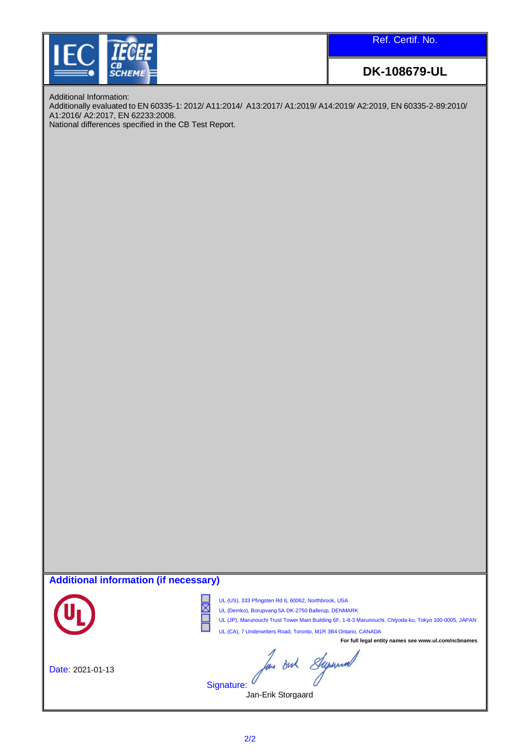Ref. Certif. No.

**DK-108679-UL**

Additional Information:
Additionally evaluated to EN 60335-1: 2012/ A11:2014/ A13:2017/ A1:2019/ A14:2019/ A2:2019, EN 60335-2-89:2010/ A1:2016/ A2:2017, EN 62233:2008.
National differences specified in the CB Test Report.

## Additional information (if necessary)

- ☐ UL (US), 333 Pfingsten Rd IL 60062, Northbrook, USA
- ☒ UL (Demko), Borupvang 5A DK-2750 Ballerup, DENMARK
- ☐ UL (JP), Marunouchi Trust Tower Main Building 6F, 1-8-3 Marunouchi, Chiyoda-ku, Tokyo 100-0005, JAPAN
- ☐ UL (CA), 7 Underwriters Road, Toronto, M1R 3B4 Ontario, CANADA

**For full legal entity names see www.ul.com/ncbnames**

Date: 2021-01-13

Signature:
Jan-Erik Storgaard